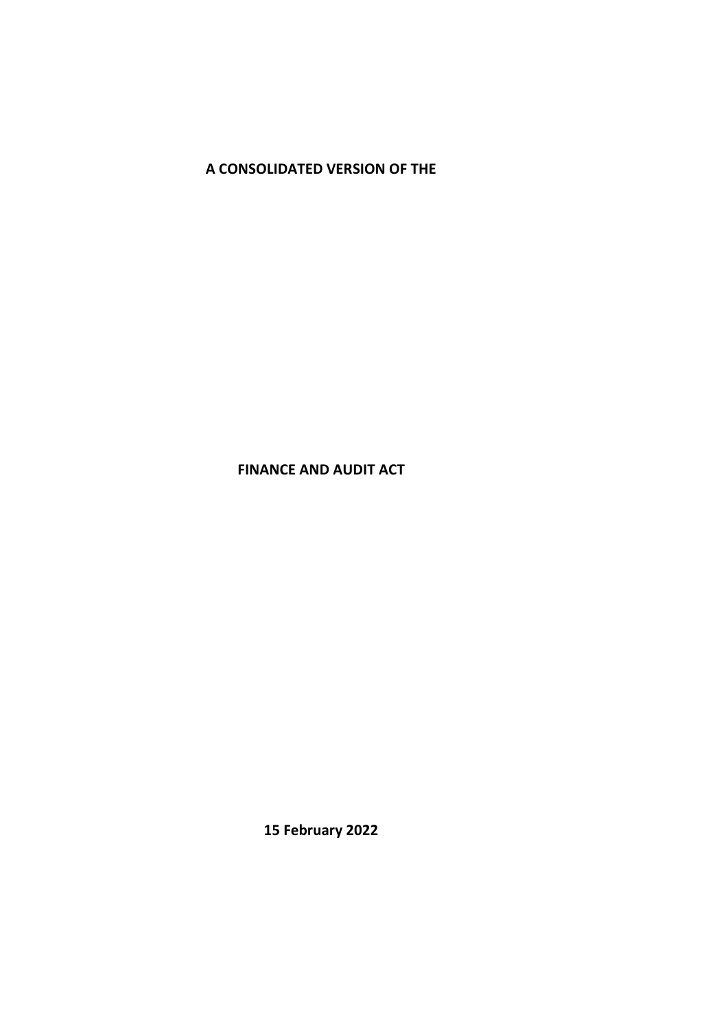**A CONSOLIDATED VERSION OF THE**

# FINANCE AND AUDIT ACT

**15 February 2022**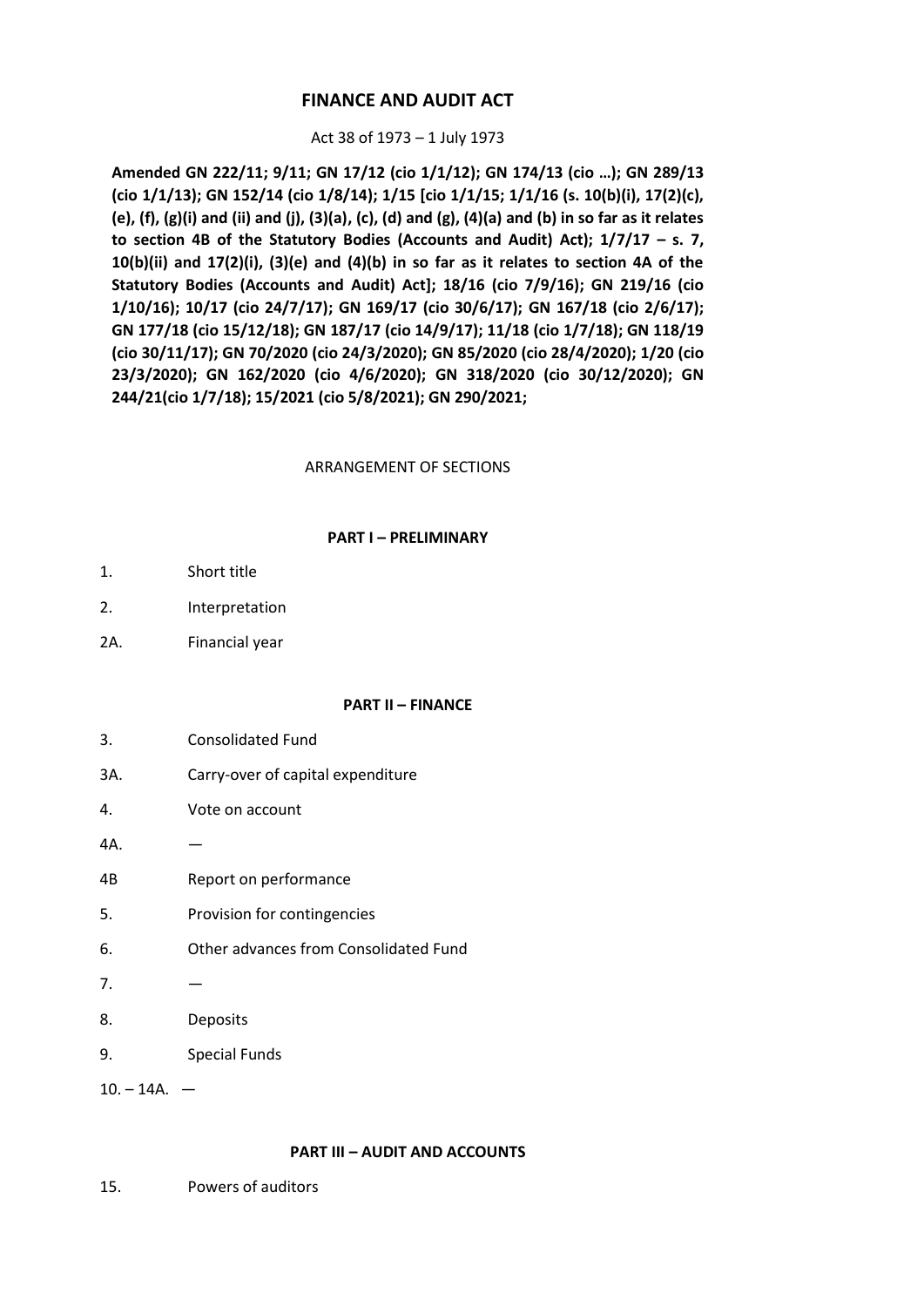# FINANCE AND AUDIT ACT

Act 38 of 1973 – 1 July 1973

**Amended GN 222/11; 9/11; GN 17/12 (cio 1/1/12); GN 174/13 (cio …); GN 289/13 (cio 1/1/13); GN 152/14 (cio 1/8/14); 1/15 [cio 1/1/15; 1/1/16 (s. 10(b)(i), 17(2)(c), (e), (f), (g)(i) and (ii) and (j), (3)(a), (c), (d) and (g), (4)(a) and (b) in so far as it relates to section 4B of the Statutory Bodies (Accounts and Audit) Act); 1/7/17 – s. 7, 10(b)(ii) and 17(2)(i), (3)(e) and (4)(b) in so far as it relates to section 4A of the Statutory Bodies (Accounts and Audit) Act]; 18/16 (cio 7/9/16); GN 219/16 (cio 1/10/16); 10/17 (cio 24/7/17); GN 169/17 (cio 30/6/17); GN 167/18 (cio 2/6/17); GN 177/18 (cio 15/12/18); GN 187/17 (cio 14/9/17); 11/18 (cio 1/7/18); GN 118/19 (cio 30/11/17); GN 70/2020 (cio 24/3/2020); GN 85/2020 (cio 28/4/2020); 1/20 (cio 23/3/2020); GN 162/2020 (cio 4/6/2020); GN 318/2020 (cio 30/12/2020); GN 244/21(cio 1/7/18); 15/2021 (cio 5/8/2021); GN 290/2021;**

ARRANGEMENT OF SECTIONS

**PART I – PRELIMINARY**

1. Short title
2. Interpretation

2A. Financial year

**PART II – FINANCE**

3. Consolidated Fund

3A. Carry-over of capital expenditure

4. Vote on account

4A. —

4B Report on performance

5. Provision for contingencies
6. Other advances from Consolidated Fund
7. —
8. Deposits
9. Special Funds

10. – 14A. —

**PART III – AUDIT AND ACCOUNTS**

15. Powers of auditors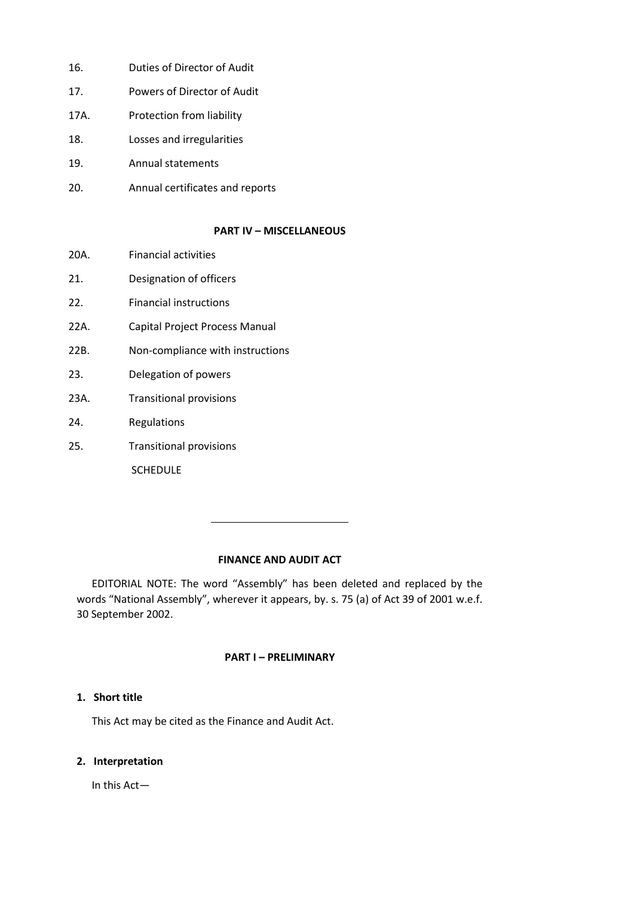| | |
|---|---|
| 16. | Duties of Director of Audit |
| 17. | Powers of Director of Audit |
| 17A. | Protection from liability |
| 18. | Losses and irregularities |
| 19. | Annual statements |
| 20. | Annual certificates and reports |

**PART IV – MISCELLANEOUS**

| | |
|---|---|
| 20A. | Financial activities |
| 21. | Designation of officers |
| 22. | Financial instructions |
| 22A. | Capital Project Process Manual |
| 22B. | Non-compliance with instructions |
| 23. | Delegation of powers |
| 23A. | Transitional provisions |
| 24. | Regulations |
| 25. | Transitional provisions |
| | SCHEDULE |

---

# FINANCE AND AUDIT ACT

EDITORIAL NOTE: The word "Assembly" has been deleted and replaced by the words "National Assembly", wherever it appears, by. s. 75 (a) of Act 39 of 2001 w.e.f. 30 September 2002.

## PART I – PRELIMINARY

### 1. Short title

This Act may be cited as the Finance and Audit Act.

### 2. Interpretation

In this Act—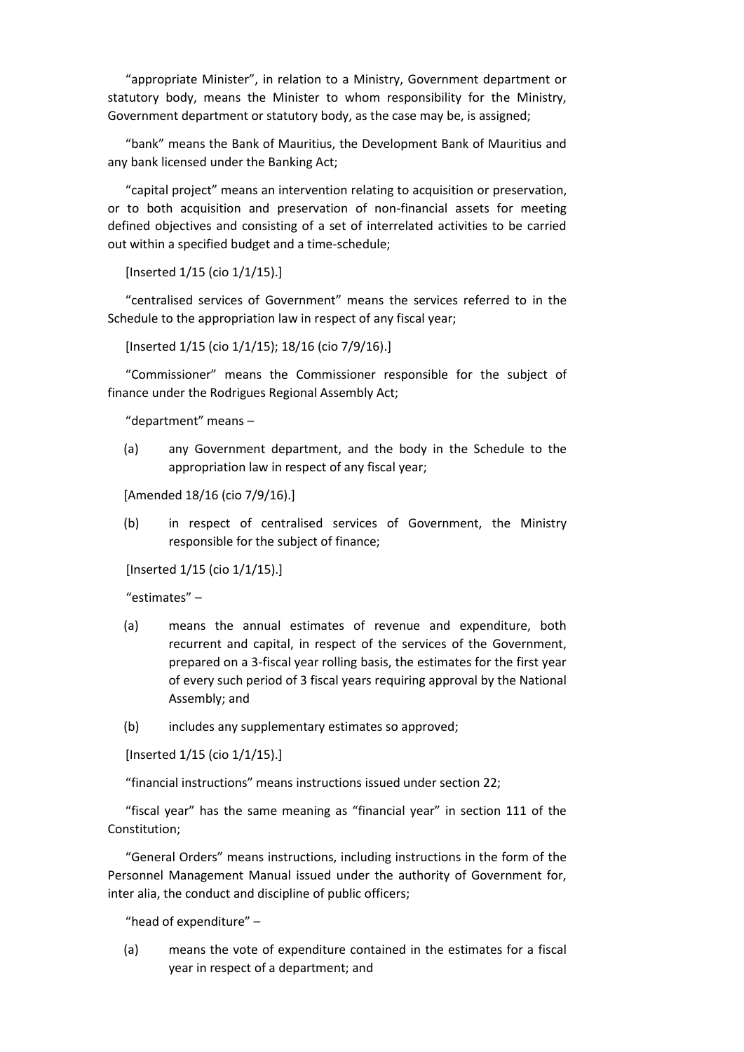"appropriate Minister", in relation to a Ministry, Government department or statutory body, means the Minister to whom responsibility for the Ministry, Government department or statutory body, as the case may be, is assigned;

"bank" means the Bank of Mauritius, the Development Bank of Mauritius and any bank licensed under the Banking Act;

"capital project" means an intervention relating to acquisition or preservation, or to both acquisition and preservation of non-financial assets for meeting defined objectives and consisting of a set of interrelated activities to be carried out within a specified budget and a time-schedule;

[Inserted 1/15 (cio 1/1/15).]

"centralised services of Government" means the services referred to in the Schedule to the appropriation law in respect of any fiscal year;

[Inserted 1/15 (cio 1/1/15); 18/16 (cio 7/9/16).]

"Commissioner" means the Commissioner responsible for the subject of finance under the Rodrigues Regional Assembly Act;

"department" means –

(a) any Government department, and the body in the Schedule to the appropriation law in respect of any fiscal year;

[Amended 18/16 (cio 7/9/16).]

(b) in respect of centralised services of Government, the Ministry responsible for the subject of finance;

[Inserted 1/15 (cio 1/1/15).]

"estimates" –

(a) means the annual estimates of revenue and expenditure, both recurrent and capital, in respect of the services of the Government, prepared on a 3-fiscal year rolling basis, the estimates for the first year of every such period of 3 fiscal years requiring approval by the National Assembly; and

(b) includes any supplementary estimates so approved;

[Inserted 1/15 (cio 1/1/15).]

"financial instructions" means instructions issued under section 22;

"fiscal year" has the same meaning as "financial year" in section 111 of the Constitution;

"General Orders" means instructions, including instructions in the form of the Personnel Management Manual issued under the authority of Government for, inter alia, the conduct and discipline of public officers;

"head of expenditure" –

(a) means the vote of expenditure contained in the estimates for a fiscal year in respect of a department; and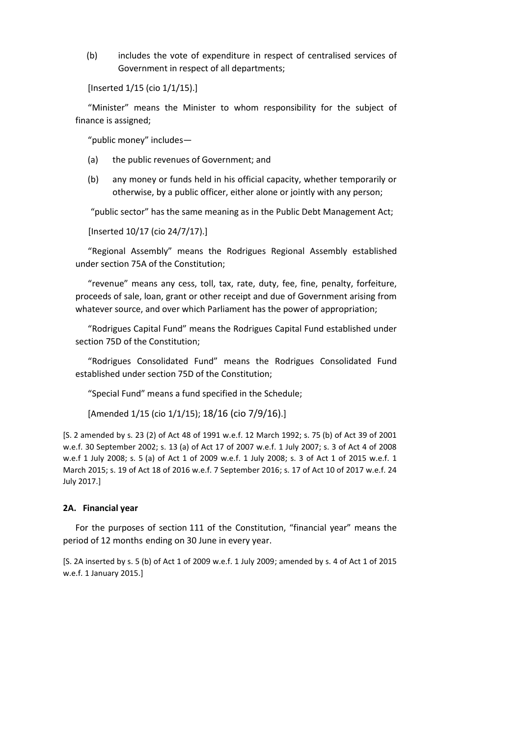(b) includes the vote of expenditure in respect of centralised services of Government in respect of all departments;

[Inserted 1/15 (cio 1/1/15).]

"Minister" means the Minister to whom responsibility for the subject of finance is assigned;

"public money" includes—

(a) the public revenues of Government; and

(b) any money or funds held in his official capacity, whether temporarily or otherwise, by a public officer, either alone or jointly with any person;

"public sector" has the same meaning as in the Public Debt Management Act;

[Inserted 10/17 (cio 24/7/17).]

"Regional Assembly" means the Rodrigues Regional Assembly established under section 75A of the Constitution;

"revenue" means any cess, toll, tax, rate, duty, fee, fine, penalty, forfeiture, proceeds of sale, loan, grant or other receipt and due of Government arising from whatever source, and over which Parliament has the power of appropriation;

"Rodrigues Capital Fund" means the Rodrigues Capital Fund established under section 75D of the Constitution;

"Rodrigues Consolidated Fund" means the Rodrigues Consolidated Fund established under section 75D of the Constitution;

"Special Fund" means a fund specified in the Schedule;

[Amended 1/15 (cio 1/1/15); 18/16 (cio 7/9/16).]

[S. 2 amended by s. 23 (2) of Act 48 of 1991 w.e.f. 12 March 1992; s. 75 (b) of Act 39 of 2001 w.e.f. 30 September 2002; s. 13 (a) of Act 17 of 2007 w.e.f. 1 July 2007; s. 3 of Act 4 of 2008 w.e.f 1 July 2008; s. 5 (a) of Act 1 of 2009 w.e.f. 1 July 2008; s. 3 of Act 1 of 2015 w.e.f. 1 March 2015; s. 19 of Act 18 of 2016 w.e.f. 7 September 2016; s. 17 of Act 10 of 2017 w.e.f. 24 July 2017.]

### 2A. Financial year

For the purposes of section 111 of the Constitution, "financial year" means the period of 12 months ending on 30 June in every year.

[S. 2A inserted by s. 5 (b) of Act 1 of 2009 w.e.f. 1 July 2009; amended by s. 4 of Act 1 of 2015 w.e.f. 1 January 2015.]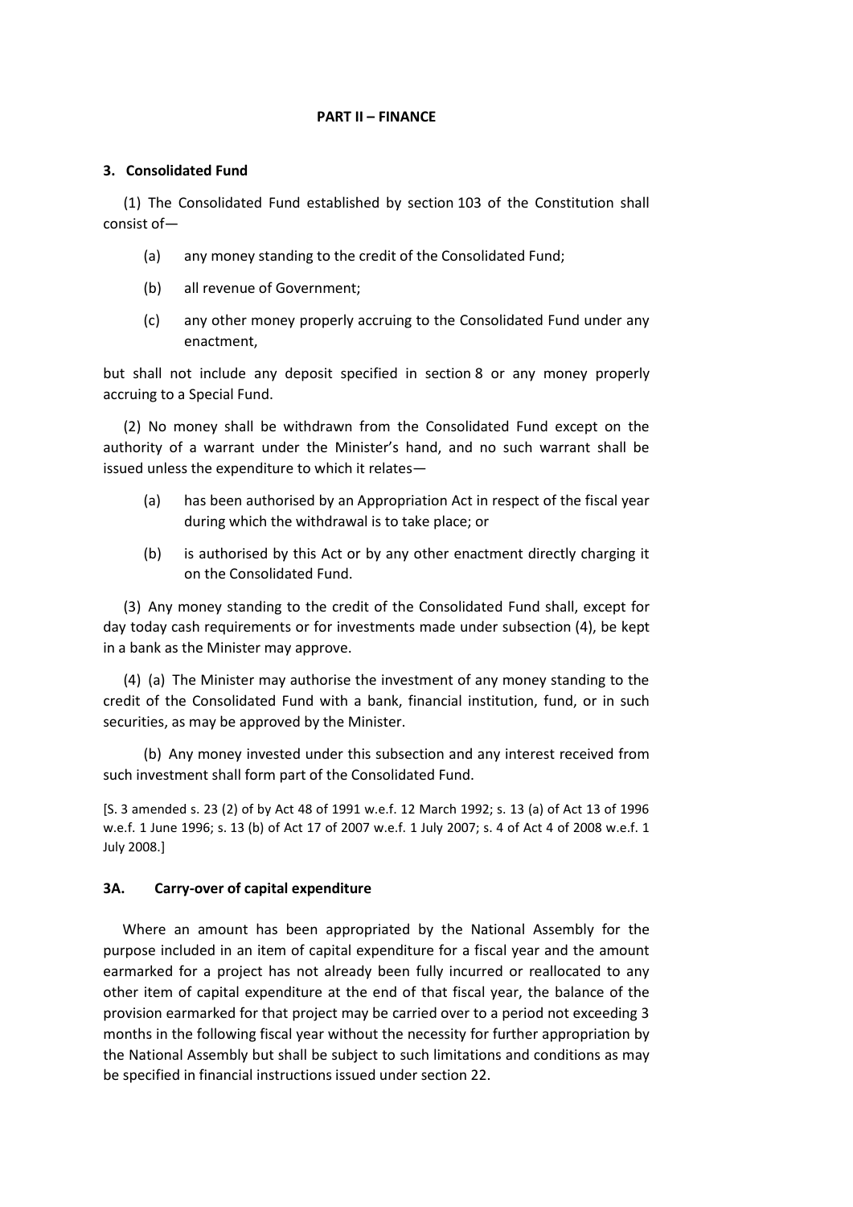## PART II – FINANCE

### 3. Consolidated Fund

(1) The Consolidated Fund established by section 103 of the Constitution shall consist of—

- (a) any money standing to the credit of the Consolidated Fund;
- (b) all revenue of Government;
- (c) any other money properly accruing to the Consolidated Fund under any enactment,

but shall not include any deposit specified in section 8 or any money properly accruing to a Special Fund.

(2) No money shall be withdrawn from the Consolidated Fund except on the authority of a warrant under the Minister's hand, and no such warrant shall be issued unless the expenditure to which it relates—

- (a) has been authorised by an Appropriation Act in respect of the fiscal year during which the withdrawal is to take place; or
- (b) is authorised by this Act or by any other enactment directly charging it on the Consolidated Fund.

(3) Any money standing to the credit of the Consolidated Fund shall, except for day today cash requirements or for investments made under subsection (4), be kept in a bank as the Minister may approve.

(4) (a) The Minister may authorise the investment of any money standing to the credit of the Consolidated Fund with a bank, financial institution, fund, or in such securities, as may be approved by the Minister.

(b) Any money invested under this subsection and any interest received from such investment shall form part of the Consolidated Fund.

[S. 3 amended s. 23 (2) of by Act 48 of 1991 w.e.f. 12 March 1992; s. 13 (a) of Act 13 of 1996 w.e.f. 1 June 1996; s. 13 (b) of Act 17 of 2007 w.e.f. 1 July 2007; s. 4 of Act 4 of 2008 w.e.f. 1 July 2008.]

### 3A. Carry-over of capital expenditure

Where an amount has been appropriated by the National Assembly for the purpose included in an item of capital expenditure for a fiscal year and the amount earmarked for a project has not already been fully incurred or reallocated to any other item of capital expenditure at the end of that fiscal year, the balance of the provision earmarked for that project may be carried over to a period not exceeding 3 months in the following fiscal year without the necessity for further appropriation by the National Assembly but shall be subject to such limitations and conditions as may be specified in financial instructions issued under section 22.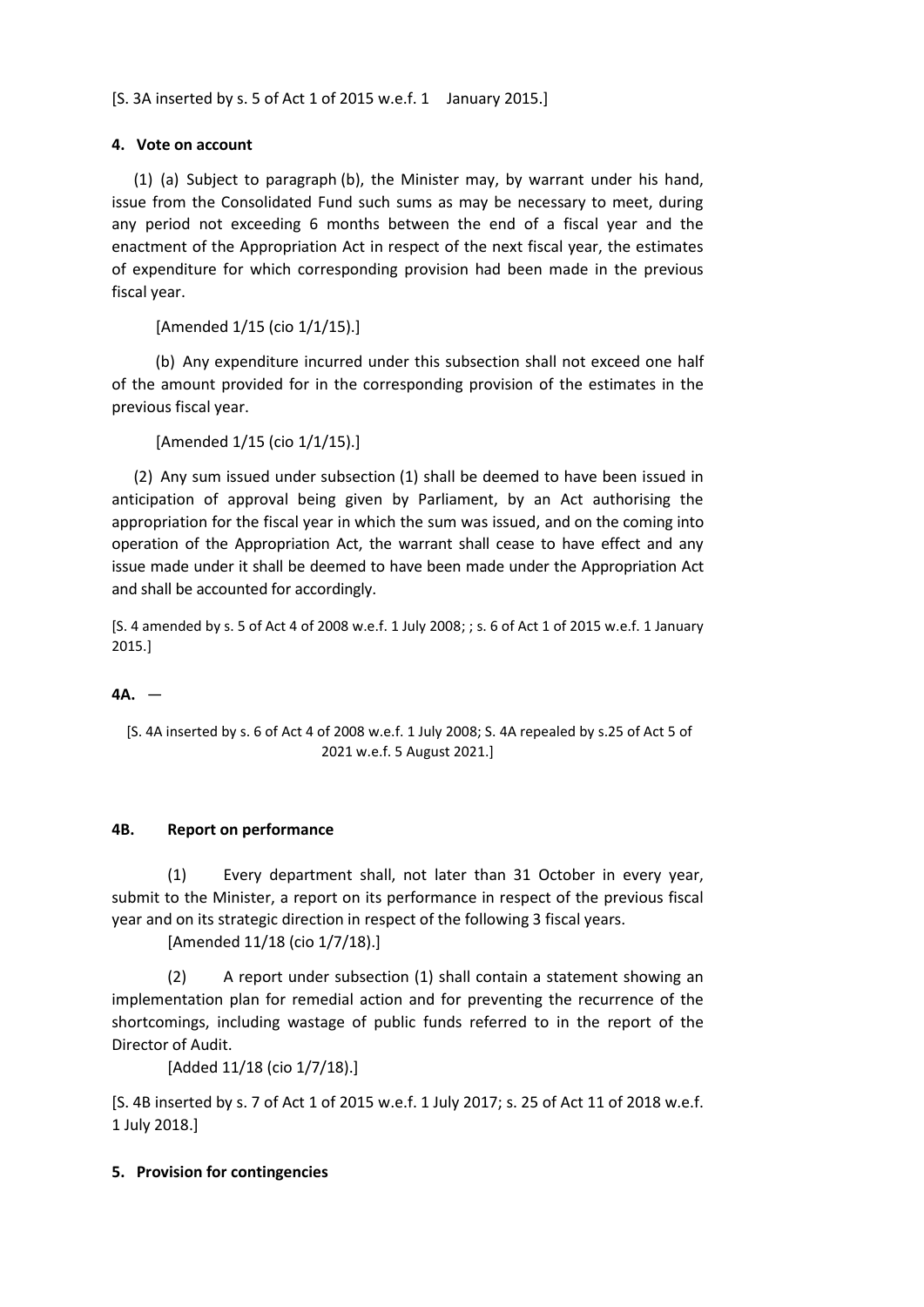[S. 3A inserted by s. 5 of Act 1 of 2015 w.e.f. 1 January 2015.]

**4. Vote on account**

(1) (a) Subject to paragraph (b), the Minister may, by warrant under his hand, issue from the Consolidated Fund such sums as may be necessary to meet, during any period not exceeding 6 months between the end of a fiscal year and the enactment of the Appropriation Act in respect of the next fiscal year, the estimates of expenditure for which corresponding provision had been made in the previous fiscal year.

[Amended 1/15 (cio 1/1/15).]

(b) Any expenditure incurred under this subsection shall not exceed one half of the amount provided for in the corresponding provision of the estimates in the previous fiscal year.

[Amended 1/15 (cio 1/1/15).]

(2) Any sum issued under subsection (1) shall be deemed to have been issued in anticipation of approval being given by Parliament, by an Act authorising the appropriation for the fiscal year in which the sum was issued, and on the coming into operation of the Appropriation Act, the warrant shall cease to have effect and any issue made under it shall be deemed to have been made under the Appropriation Act and shall be accounted for accordingly.

[S. 4 amended by s. 5 of Act 4 of 2008 w.e.f. 1 July 2008; ; s. 6 of Act 1 of 2015 w.e.f. 1 January 2015.]

**4A.** —

[S. 4A inserted by s. 6 of Act 4 of 2008 w.e.f. 1 July 2008; S. 4A repealed by s.25 of Act 5 of 2021 w.e.f. 5 August 2021.]

**4B. Report on performance**

(1) Every department shall, not later than 31 October in every year, submit to the Minister, a report on its performance in respect of the previous fiscal year and on its strategic direction in respect of the following 3 fiscal years.

[Amended 11/18 (cio 1/7/18).]

(2) A report under subsection (1) shall contain a statement showing an implementation plan for remedial action and for preventing the recurrence of the shortcomings, including wastage of public funds referred to in the report of the Director of Audit.

[Added 11/18 (cio 1/7/18).]

[S. 4B inserted by s. 7 of Act 1 of 2015 w.e.f. 1 July 2017; s. 25 of Act 11 of 2018 w.e.f. 1 July 2018.]

**5. Provision for contingencies**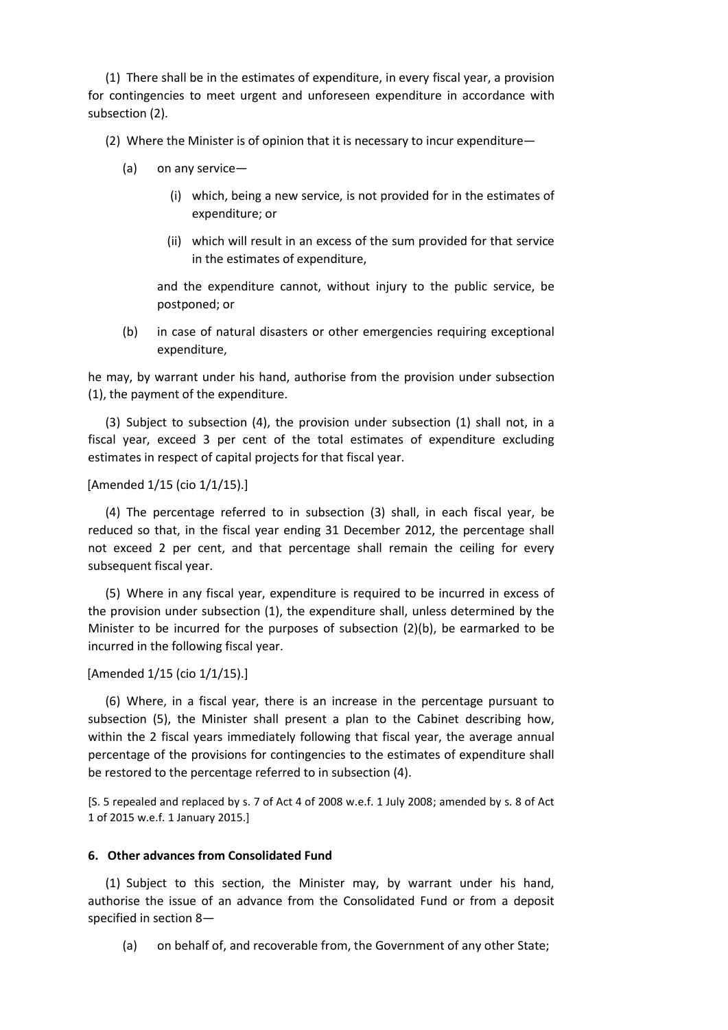(1) There shall be in the estimates of expenditure, in every fiscal year, a provision for contingencies to meet urgent and unforeseen expenditure in accordance with subsection (2).

(2) Where the Minister is of opinion that it is necessary to incur expenditure—

(a) on any service—

(i) which, being a new service, is not provided for in the estimates of expenditure; or

(ii) which will result in an excess of the sum provided for that service in the estimates of expenditure,

and the expenditure cannot, without injury to the public service, be postponed; or

(b) in case of natural disasters or other emergencies requiring exceptional expenditure,

he may, by warrant under his hand, authorise from the provision under subsection (1), the payment of the expenditure.

(3) Subject to subsection (4), the provision under subsection (1) shall not, in a fiscal year, exceed 3 per cent of the total estimates of expenditure excluding estimates in respect of capital projects for that fiscal year.

[Amended 1/15 (cio 1/1/15).]

(4) The percentage referred to in subsection (3) shall, in each fiscal year, be reduced so that, in the fiscal year ending 31 December 2012, the percentage shall not exceed 2 per cent, and that percentage shall remain the ceiling for every subsequent fiscal year.

(5) Where in any fiscal year, expenditure is required to be incurred in excess of the provision under subsection (1), the expenditure shall, unless determined by the Minister to be incurred for the purposes of subsection (2)(b), be earmarked to be incurred in the following fiscal year.

[Amended 1/15 (cio 1/1/15).]

(6) Where, in a fiscal year, there is an increase in the percentage pursuant to subsection (5), the Minister shall present a plan to the Cabinet describing how, within the 2 fiscal years immediately following that fiscal year, the average annual percentage of the provisions for contingencies to the estimates of expenditure shall be restored to the percentage referred to in subsection (4).

[S. 5 repealed and replaced by s. 7 of Act 4 of 2008 w.e.f. 1 July 2008; amended by s. 8 of Act 1 of 2015 w.e.f. 1 January 2015.]

**6. Other advances from Consolidated Fund**

(1) Subject to this section, the Minister may, by warrant under his hand, authorise the issue of an advance from the Consolidated Fund or from a deposit specified in section 8—

(a) on behalf of, and recoverable from, the Government of any other State;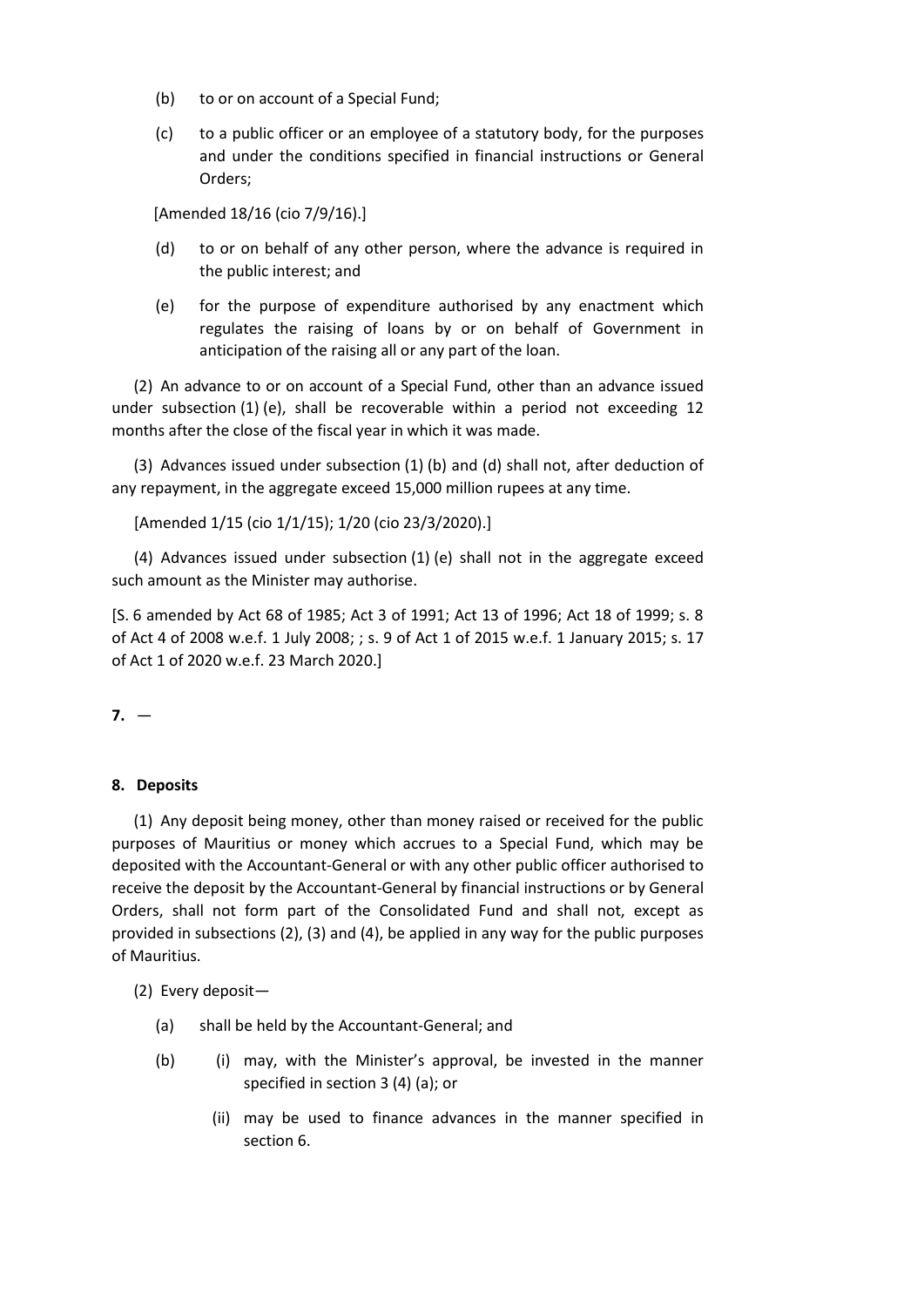(b) to or on account of a Special Fund;

(c) to a public officer or an employee of a statutory body, for the purposes and under the conditions specified in financial instructions or General Orders;

[Amended 18/16 (cio 7/9/16).]

(d) to or on behalf of any other person, where the advance is required in the public interest; and

(e) for the purpose of expenditure authorised by any enactment which regulates the raising of loans by or on behalf of Government in anticipation of the raising all or any part of the loan.

(2) An advance to or on account of a Special Fund, other than an advance issued under subsection (1) (e), shall be recoverable within a period not exceeding 12 months after the close of the fiscal year in which it was made.

(3) Advances issued under subsection (1) (b) and (d) shall not, after deduction of any repayment, in the aggregate exceed 15,000 million rupees at any time.

[Amended 1/15 (cio 1/1/15); 1/20 (cio 23/3/2020).]

(4) Advances issued under subsection (1) (e) shall not in the aggregate exceed such amount as the Minister may authorise.

[S. 6 amended by Act 68 of 1985; Act 3 of 1991; Act 13 of 1996; Act 18 of 1999; s. 8 of Act 4 of 2008 w.e.f. 1 July 2008; ; s. 9 of Act 1 of 2015 w.e.f. 1 January 2015; s. 17 of Act 1 of 2020 w.e.f. 23 March 2020.]

**7.** —

**8. Deposits**

(1) Any deposit being money, other than money raised or received for the public purposes of Mauritius or money which accrues to a Special Fund, which may be deposited with the Accountant-General or with any other public officer authorised to receive the deposit by the Accountant-General by financial instructions or by General Orders, shall not form part of the Consolidated Fund and shall not, except as provided in subsections (2), (3) and (4), be applied in any way for the public purposes of Mauritius.

(2) Every deposit—

(a) shall be held by the Accountant-General; and

(b) (i) may, with the Minister's approval, be invested in the manner specified in section 3 (4) (a); or

(ii) may be used to finance advances in the manner specified in section 6.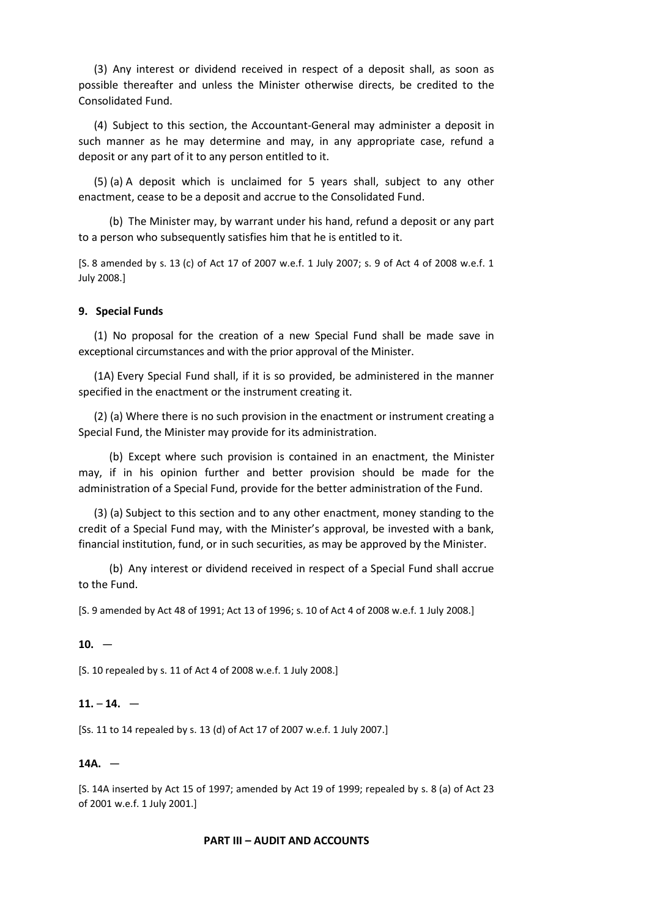(3) Any interest or dividend received in respect of a deposit shall, as soon as possible thereafter and unless the Minister otherwise directs, be credited to the Consolidated Fund.

(4) Subject to this section, the Accountant-General may administer a deposit in such manner as he may determine and may, in any appropriate case, refund a deposit or any part of it to any person entitled to it.

(5) (a) A deposit which is unclaimed for 5 years shall, subject to any other enactment, cease to be a deposit and accrue to the Consolidated Fund.

(b) The Minister may, by warrant under his hand, refund a deposit or any part to a person who subsequently satisfies him that he is entitled to it.

[S. 8 amended by s. 13 (c) of Act 17 of 2007 w.e.f. 1 July 2007; s. 9 of Act 4 of 2008 w.e.f. 1 July 2008.]

**9. Special Funds**

(1) No proposal for the creation of a new Special Fund shall be made save in exceptional circumstances and with the prior approval of the Minister.

(1A) Every Special Fund shall, if it is so provided, be administered in the manner specified in the enactment or the instrument creating it.

(2) (a) Where there is no such provision in the enactment or instrument creating a Special Fund, the Minister may provide for its administration.

(b) Except where such provision is contained in an enactment, the Minister may, if in his opinion further and better provision should be made for the administration of a Special Fund, provide for the better administration of the Fund.

(3) (a) Subject to this section and to any other enactment, money standing to the credit of a Special Fund may, with the Minister's approval, be invested with a bank, financial institution, fund, or in such securities, as may be approved by the Minister.

(b) Any interest or dividend received in respect of a Special Fund shall accrue to the Fund.

[S. 9 amended by Act 48 of 1991; Act 13 of 1996; s. 10 of Act 4 of 2008 w.e.f. 1 July 2008.]

**10.** —

[S. 10 repealed by s. 11 of Act 4 of 2008 w.e.f. 1 July 2008.]

**11. – 14.** —

[Ss. 11 to 14 repealed by s. 13 (d) of Act 17 of 2007 w.e.f. 1 July 2007.]

**14A.** —

[S. 14A inserted by Act 15 of 1997; amended by Act 19 of 1999; repealed by s. 8 (a) of Act 23 of 2001 w.e.f. 1 July 2001.]

## PART III – AUDIT AND ACCOUNTS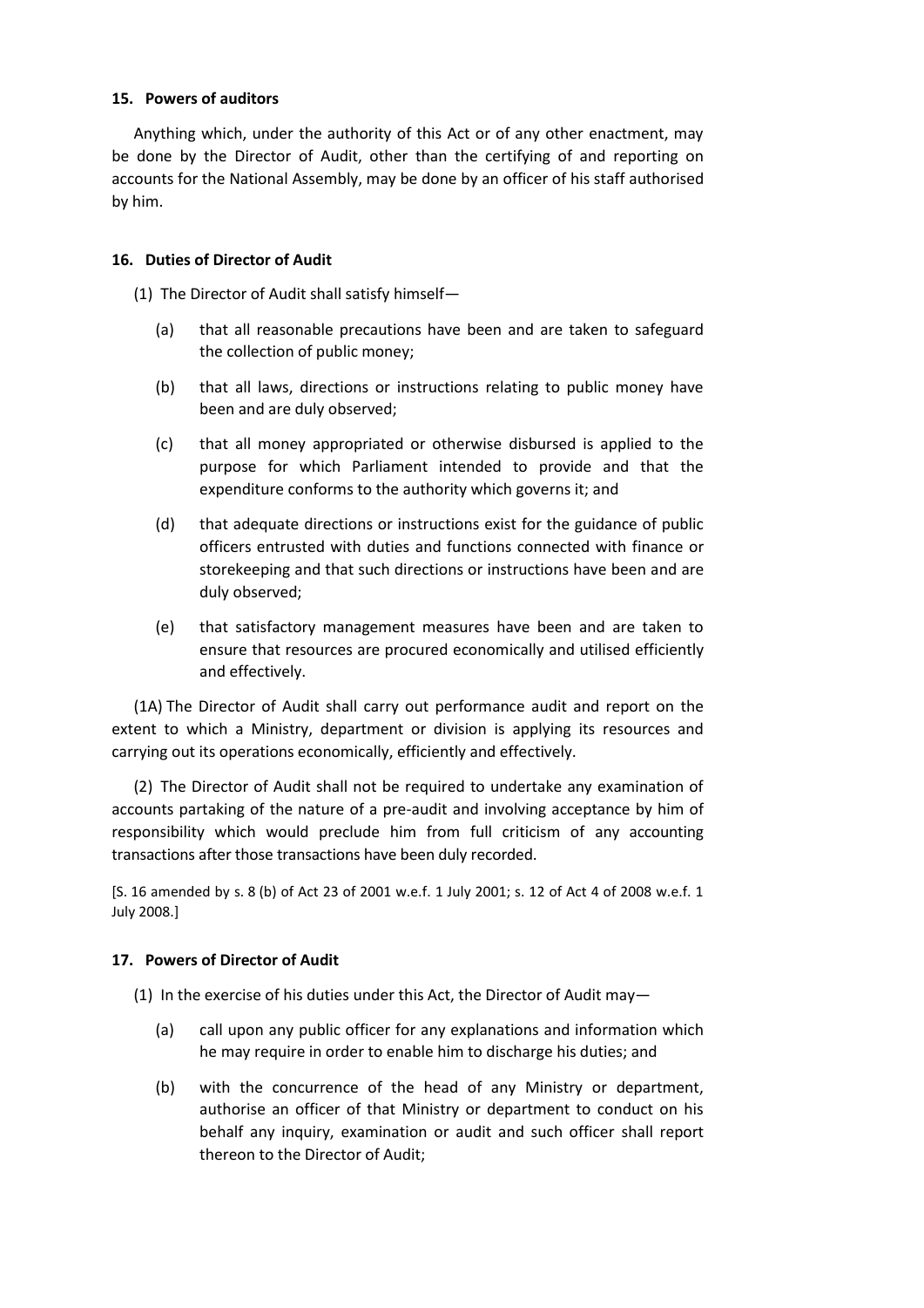### 15. Powers of auditors

Anything which, under the authority of this Act or of any other enactment, may be done by the Director of Audit, other than the certifying of and reporting on accounts for the National Assembly, may be done by an officer of his staff authorised by him.

### 16. Duties of Director of Audit

(1) The Director of Audit shall satisfy himself—

(a) that all reasonable precautions have been and are taken to safeguard the collection of public money;

(b) that all laws, directions or instructions relating to public money have been and are duly observed;

(c) that all money appropriated or otherwise disbursed is applied to the purpose for which Parliament intended to provide and that the expenditure conforms to the authority which governs it; and

(d) that adequate directions or instructions exist for the guidance of public officers entrusted with duties and functions connected with finance or storekeeping and that such directions or instructions have been and are duly observed;

(e) that satisfactory management measures have been and are taken to ensure that resources are procured economically and utilised efficiently and effectively.

(1A) The Director of Audit shall carry out performance audit and report on the extent to which a Ministry, department or division is applying its resources and carrying out its operations economically, efficiently and effectively.

(2) The Director of Audit shall not be required to undertake any examination of accounts partaking of the nature of a pre-audit and involving acceptance by him of responsibility which would preclude him from full criticism of any accounting transactions after those transactions have been duly recorded.

[S. 16 amended by s. 8 (b) of Act 23 of 2001 w.e.f. 1 July 2001; s. 12 of Act 4 of 2008 w.e.f. 1 July 2008.]

### 17. Powers of Director of Audit

(1) In the exercise of his duties under this Act, the Director of Audit may—

(a) call upon any public officer for any explanations and information which he may require in order to enable him to discharge his duties; and

(b) with the concurrence of the head of any Ministry or department, authorise an officer of that Ministry or department to conduct on his behalf any inquiry, examination or audit and such officer shall report thereon to the Director of Audit;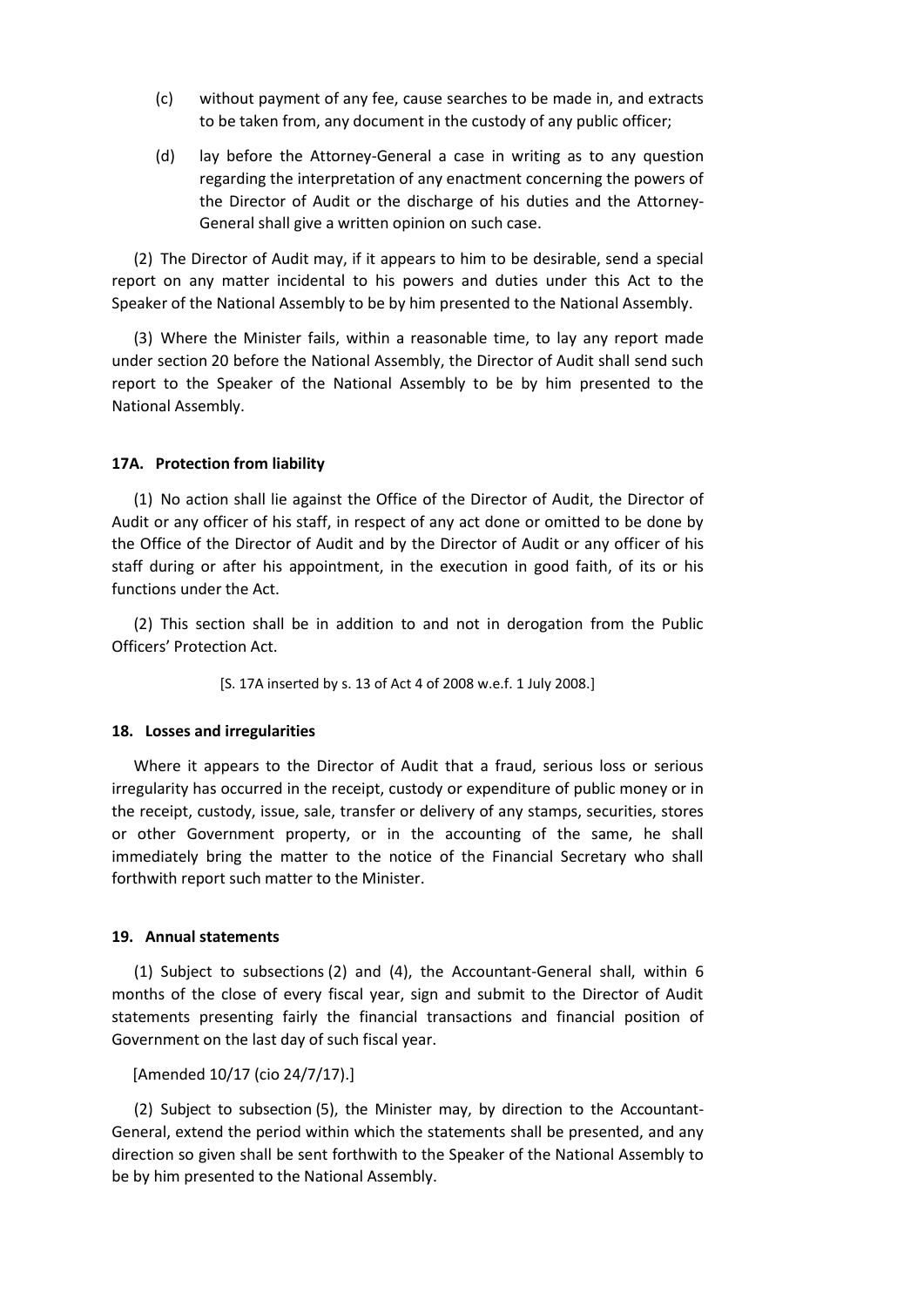(c) without payment of any fee, cause searches to be made in, and extracts to be taken from, any document in the custody of any public officer;

(d) lay before the Attorney-General a case in writing as to any question regarding the interpretation of any enactment concerning the powers of the Director of Audit or the discharge of his duties and the Attorney-General shall give a written opinion on such case.

(2) The Director of Audit may, if it appears to him to be desirable, send a special report on any matter incidental to his powers and duties under this Act to the Speaker of the National Assembly to be by him presented to the National Assembly.

(3) Where the Minister fails, within a reasonable time, to lay any report made under section 20 before the National Assembly, the Director of Audit shall send such report to the Speaker of the National Assembly to be by him presented to the National Assembly.

### 17A. Protection from liability

(1) No action shall lie against the Office of the Director of Audit, the Director of Audit or any officer of his staff, in respect of any act done or omitted to be done by the Office of the Director of Audit and by the Director of Audit or any officer of his staff during or after his appointment, in the execution in good faith, of its or his functions under the Act.

(2) This section shall be in addition to and not in derogation from the Public Officers' Protection Act.

[S. 17A inserted by s. 13 of Act 4 of 2008 w.e.f. 1 July 2008.]

### 18. Losses and irregularities

Where it appears to the Director of Audit that a fraud, serious loss or serious irregularity has occurred in the receipt, custody or expenditure of public money or in the receipt, custody, issue, sale, transfer or delivery of any stamps, securities, stores or other Government property, or in the accounting of the same, he shall immediately bring the matter to the notice of the Financial Secretary who shall forthwith report such matter to the Minister.

### 19. Annual statements

(1) Subject to subsections (2) and (4), the Accountant-General shall, within 6 months of the close of every fiscal year, sign and submit to the Director of Audit statements presenting fairly the financial transactions and financial position of Government on the last day of such fiscal year.

[Amended 10/17 (cio 24/7/17).]

(2) Subject to subsection (5), the Minister may, by direction to the Accountant-General, extend the period within which the statements shall be presented, and any direction so given shall be sent forthwith to the Speaker of the National Assembly to be by him presented to the National Assembly.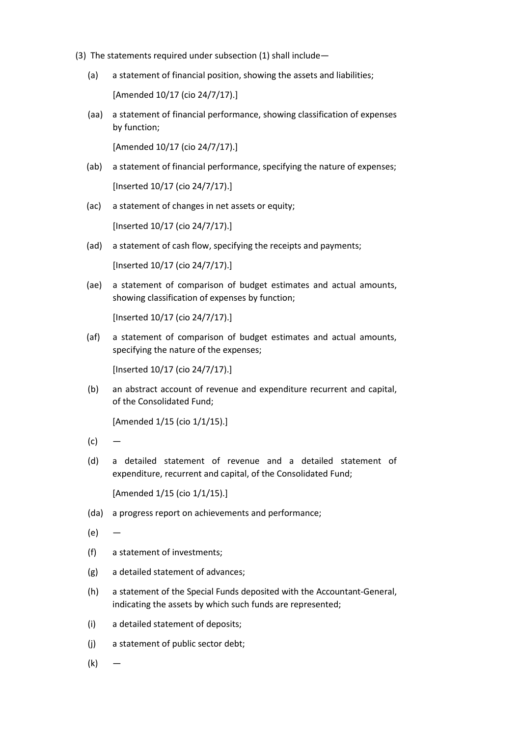(3) The statements required under subsection (1) shall include—

(a) a statement of financial position, showing the assets and liabilities;

[Amended 10/17 (cio 24/7/17).]

(aa) a statement of financial performance, showing classification of expenses by function;

[Amended 10/17 (cio 24/7/17).]

(ab) a statement of financial performance, specifying the nature of expenses;

[Inserted 10/17 (cio 24/7/17).]

(ac) a statement of changes in net assets or equity;

[Inserted 10/17 (cio 24/7/17).]

(ad) a statement of cash flow, specifying the receipts and payments;

[Inserted 10/17 (cio 24/7/17).]

(ae) a statement of comparison of budget estimates and actual amounts, showing classification of expenses by function;

[Inserted 10/17 (cio 24/7/17).]

(af) a statement of comparison of budget estimates and actual amounts, specifying the nature of the expenses;

[Inserted 10/17 (cio 24/7/17).]

(b) an abstract account of revenue and expenditure recurrent and capital, of the Consolidated Fund;

[Amended 1/15 (cio 1/1/15).]

(c) —

(d) a detailed statement of revenue and a detailed statement of expenditure, recurrent and capital, of the Consolidated Fund;

[Amended 1/15 (cio 1/1/15).]

(da) a progress report on achievements and performance;

(e) —

(f) a statement of investments;

(g) a detailed statement of advances;

(h) a statement of the Special Funds deposited with the Accountant-General, indicating the assets by which such funds are represented;

(i) a detailed statement of deposits;

(j) a statement of public sector debt;

(k) —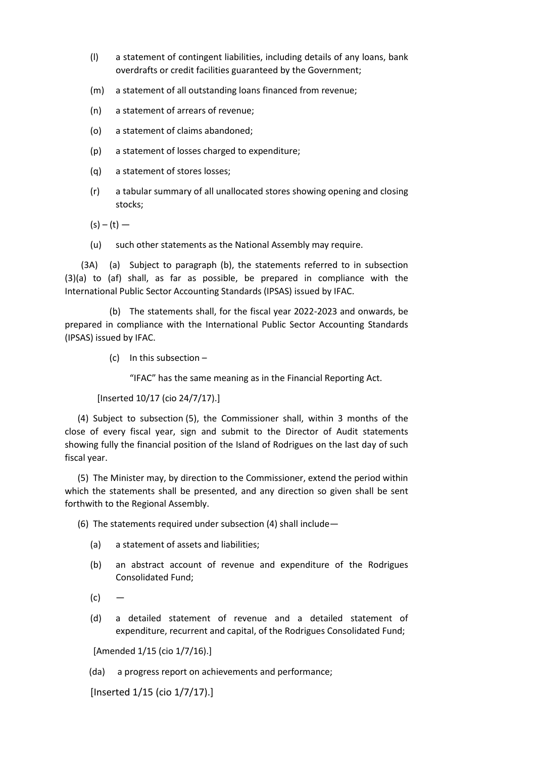(l) a statement of contingent liabilities, including details of any loans, bank overdrafts or credit facilities guaranteed by the Government;

(m) a statement of all outstanding loans financed from revenue;

(n) a statement of arrears of revenue;

(o) a statement of claims abandoned;

(p) a statement of losses charged to expenditure;

(q) a statement of stores losses;

(r) a tabular summary of all unallocated stores showing opening and closing stocks;

(s) – (t) —

(u) such other statements as the National Assembly may require.

(3A) (a) Subject to paragraph (b), the statements referred to in subsection (3)(a) to (af) shall, as far as possible, be prepared in compliance with the International Public Sector Accounting Standards (IPSAS) issued by IFAC.

(b) The statements shall, for the fiscal year 2022-2023 and onwards, be prepared in compliance with the International Public Sector Accounting Standards (IPSAS) issued by IFAC.

(c) In this subsection –

"IFAC" has the same meaning as in the Financial Reporting Act.

[Inserted 10/17 (cio 24/7/17).]

(4) Subject to subsection (5), the Commissioner shall, within 3 months of the close of every fiscal year, sign and submit to the Director of Audit statements showing fully the financial position of the Island of Rodrigues on the last day of such fiscal year.

(5) The Minister may, by direction to the Commissioner, extend the period within which the statements shall be presented, and any direction so given shall be sent forthwith to the Regional Assembly.

(6) The statements required under subsection (4) shall include—

(a) a statement of assets and liabilities;

(b) an abstract account of revenue and expenditure of the Rodrigues Consolidated Fund;

(c) —

(d) a detailed statement of revenue and a detailed statement of expenditure, recurrent and capital, of the Rodrigues Consolidated Fund;

[Amended 1/15 (cio 1/7/16).]

(da) a progress report on achievements and performance;

[Inserted 1/15 (cio 1/7/17).]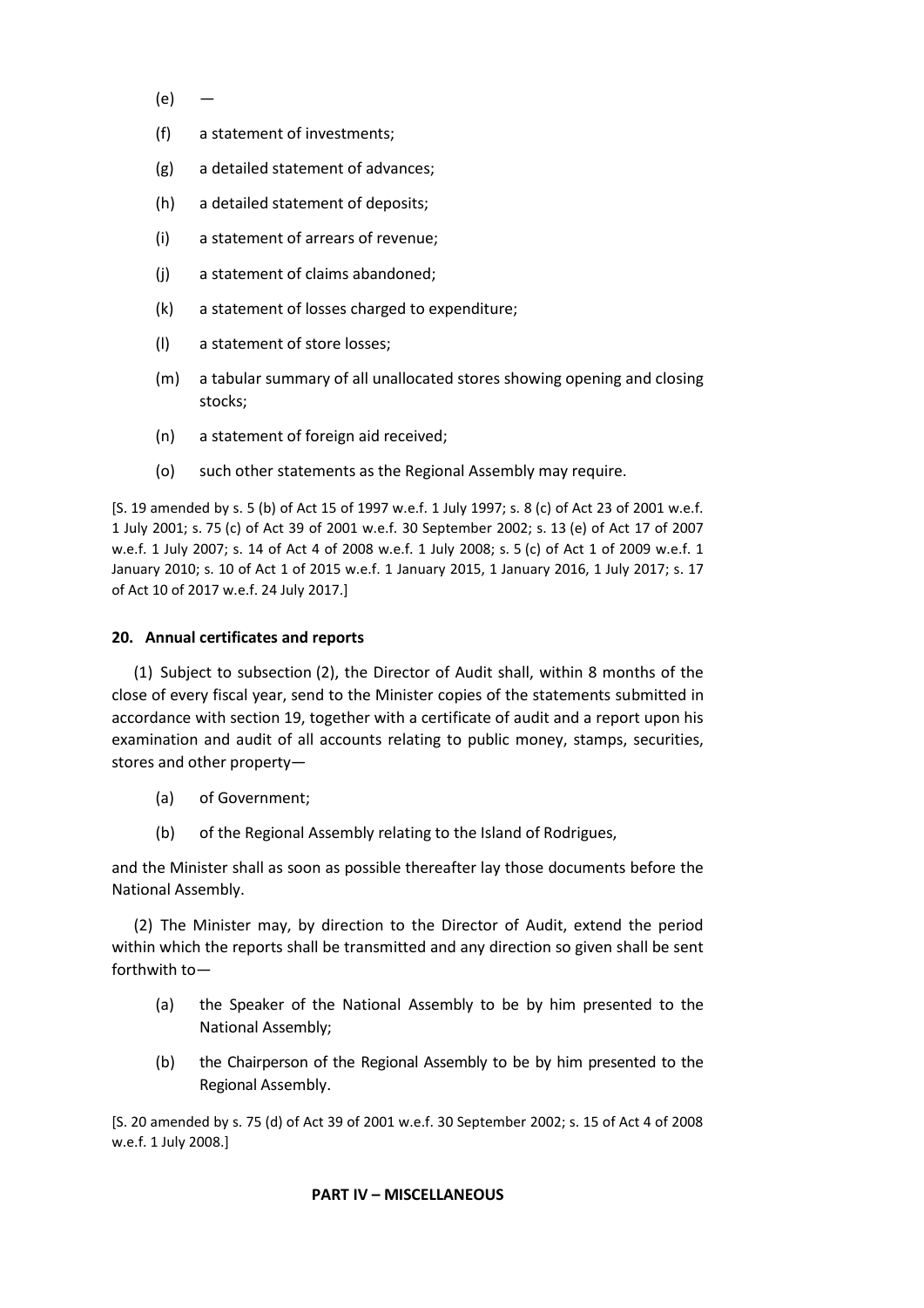(e) —

(f) a statement of investments;

(g) a detailed statement of advances;

(h) a detailed statement of deposits;

(i) a statement of arrears of revenue;

(j) a statement of claims abandoned;

(k) a statement of losses charged to expenditure;

(l) a statement of store losses;

(m) a tabular summary of all unallocated stores showing opening and closing stocks;

(n) a statement of foreign aid received;

(o) such other statements as the Regional Assembly may require.

[S. 19 amended by s. 5 (b) of Act 15 of 1997 w.e.f. 1 July 1997; s. 8 (c) of Act 23 of 2001 w.e.f. 1 July 2001; s. 75 (c) of Act 39 of 2001 w.e.f. 30 September 2002; s. 13 (e) of Act 17 of 2007 w.e.f. 1 July 2007; s. 14 of Act 4 of 2008 w.e.f. 1 July 2008; s. 5 (c) of Act 1 of 2009 w.e.f. 1 January 2010; s. 10 of Act 1 of 2015 w.e.f. 1 January 2015, 1 January 2016, 1 July 2017; s. 17 of Act 10 of 2017 w.e.f. 24 July 2017.]

**20. Annual certificates and reports**

(1) Subject to subsection (2), the Director of Audit shall, within 8 months of the close of every fiscal year, send to the Minister copies of the statements submitted in accordance with section 19, together with a certificate of audit and a report upon his examination and audit of all accounts relating to public money, stamps, securities, stores and other property—

(a) of Government;

(b) of the Regional Assembly relating to the Island of Rodrigues,

and the Minister shall as soon as possible thereafter lay those documents before the National Assembly.

(2) The Minister may, by direction to the Director of Audit, extend the period within which the reports shall be transmitted and any direction so given shall be sent forthwith to—

(a) the Speaker of the National Assembly to be by him presented to the National Assembly;

(b) the Chairperson of the Regional Assembly to be by him presented to the Regional Assembly.

[S. 20 amended by s. 75 (d) of Act 39 of 2001 w.e.f. 30 September 2002; s. 15 of Act 4 of 2008 w.e.f. 1 July 2008.]

**PART IV – MISCELLANEOUS**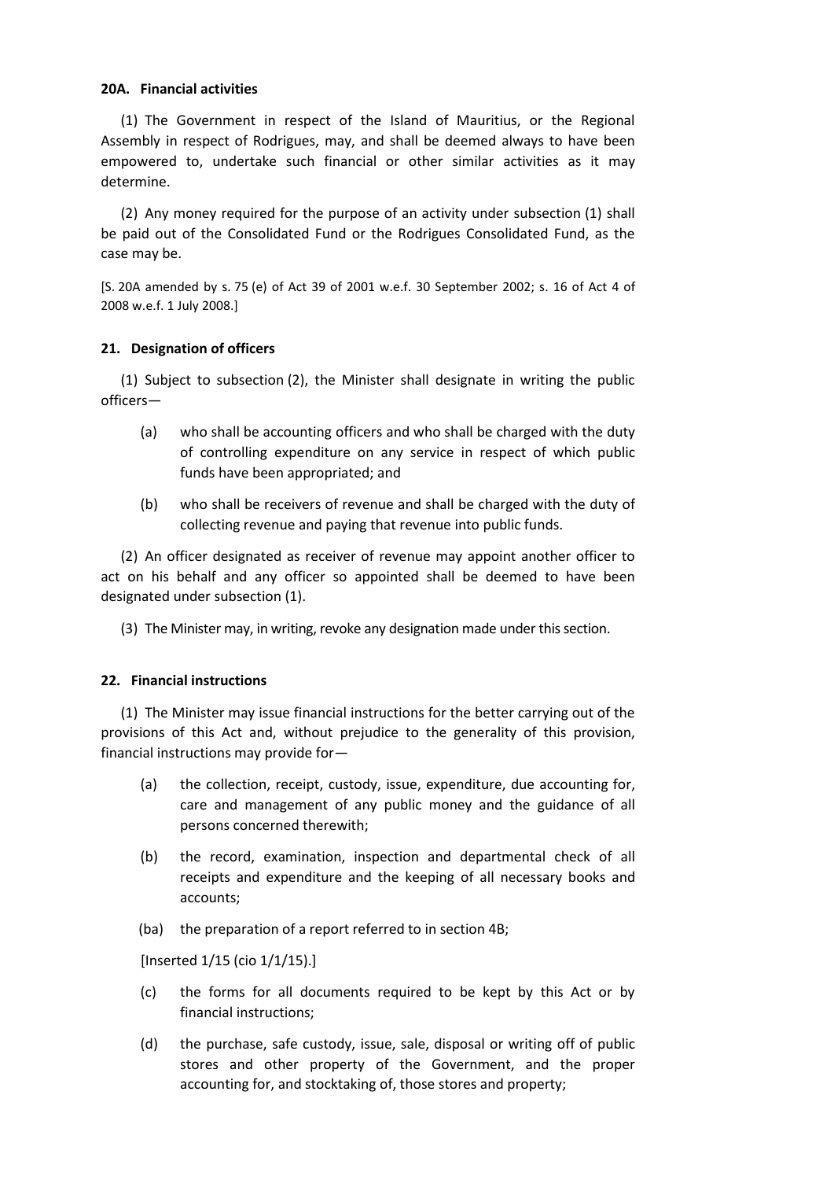**20A. Financial activities**

(1) The Government in respect of the Island of Mauritius, or the Regional Assembly in respect of Rodrigues, may, and shall be deemed always to have been empowered to, undertake such financial or other similar activities as it may determine.

(2) Any money required for the purpose of an activity under subsection (1) shall be paid out of the Consolidated Fund or the Rodrigues Consolidated Fund, as the case may be.

[S. 20A amended by s. 75 (e) of Act 39 of 2001 w.e.f. 30 September 2002; s. 16 of Act 4 of 2008 w.e.f. 1 July 2008.]

**21. Designation of officers**

(1) Subject to subsection (2), the Minister shall designate in writing the public officers—

(a) who shall be accounting officers and who shall be charged with the duty of controlling expenditure on any service in respect of which public funds have been appropriated; and

(b) who shall be receivers of revenue and shall be charged with the duty of collecting revenue and paying that revenue into public funds.

(2) An officer designated as receiver of revenue may appoint another officer to act on his behalf and any officer so appointed shall be deemed to have been designated under subsection (1).

(3) The Minister may, in writing, revoke any designation made under this section.

**22. Financial instructions**

(1) The Minister may issue financial instructions for the better carrying out of the provisions of this Act and, without prejudice to the generality of this provision, financial instructions may provide for—

(a) the collection, receipt, custody, issue, expenditure, due accounting for, care and management of any public money and the guidance of all persons concerned therewith;

(b) the record, examination, inspection and departmental check of all receipts and expenditure and the keeping of all necessary books and accounts;

(ba) the preparation of a report referred to in section 4B;

[Inserted 1/15 (cio 1/1/15).]

(c) the forms for all documents required to be kept by this Act or by financial instructions;

(d) the purchase, safe custody, issue, sale, disposal or writing off of public stores and other property of the Government, and the proper accounting for, and stocktaking of, those stores and property;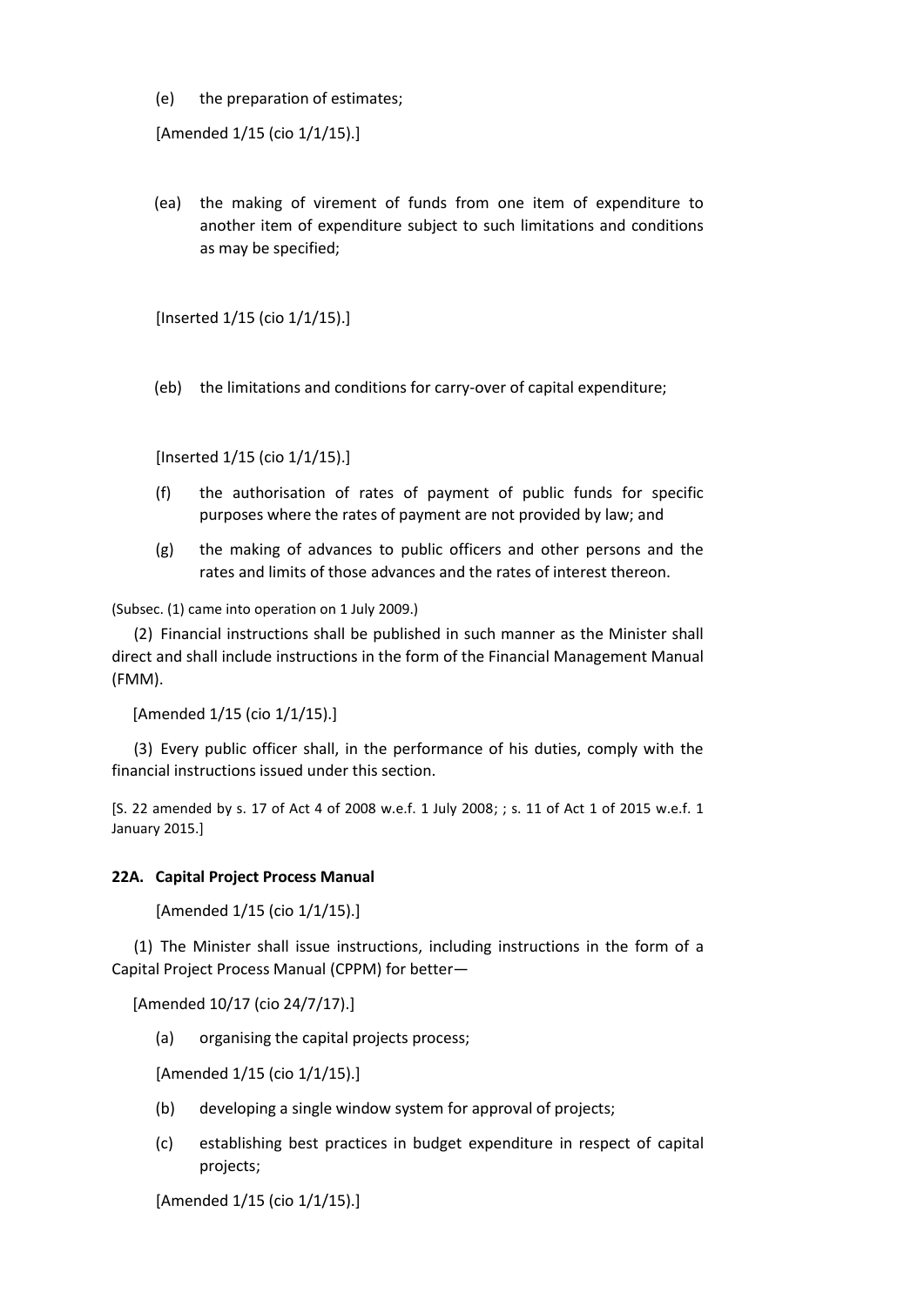(e) the preparation of estimates;

[Amended 1/15 (cio 1/1/15).]

(ea) the making of virement of funds from one item of expenditure to another item of expenditure subject to such limitations and conditions as may be specified;

[Inserted 1/15 (cio 1/1/15).]

(eb) the limitations and conditions for carry-over of capital expenditure;

[Inserted 1/15 (cio 1/1/15).]

(f) the authorisation of rates of payment of public funds for specific purposes where the rates of payment are not provided by law; and

(g) the making of advances to public officers and other persons and the rates and limits of those advances and the rates of interest thereon.

(Subsec. (1) came into operation on 1 July 2009.)

(2) Financial instructions shall be published in such manner as the Minister shall direct and shall include instructions in the form of the Financial Management Manual (FMM).

[Amended 1/15 (cio 1/1/15).]

(3) Every public officer shall, in the performance of his duties, comply with the financial instructions issued under this section.

[S. 22 amended by s. 17 of Act 4 of 2008 w.e.f. 1 July 2008; ; s. 11 of Act 1 of 2015 w.e.f. 1 January 2015.]

**22A. Capital Project Process Manual**

[Amended 1/15 (cio 1/1/15).]

(1) The Minister shall issue instructions, including instructions in the form of a Capital Project Process Manual (CPPM) for better—

[Amended 10/17 (cio 24/7/17).]

(a) organising the capital projects process;

[Amended 1/15 (cio 1/1/15).]

(b) developing a single window system for approval of projects;

(c) establishing best practices in budget expenditure in respect of capital projects;

[Amended 1/15 (cio 1/1/15).]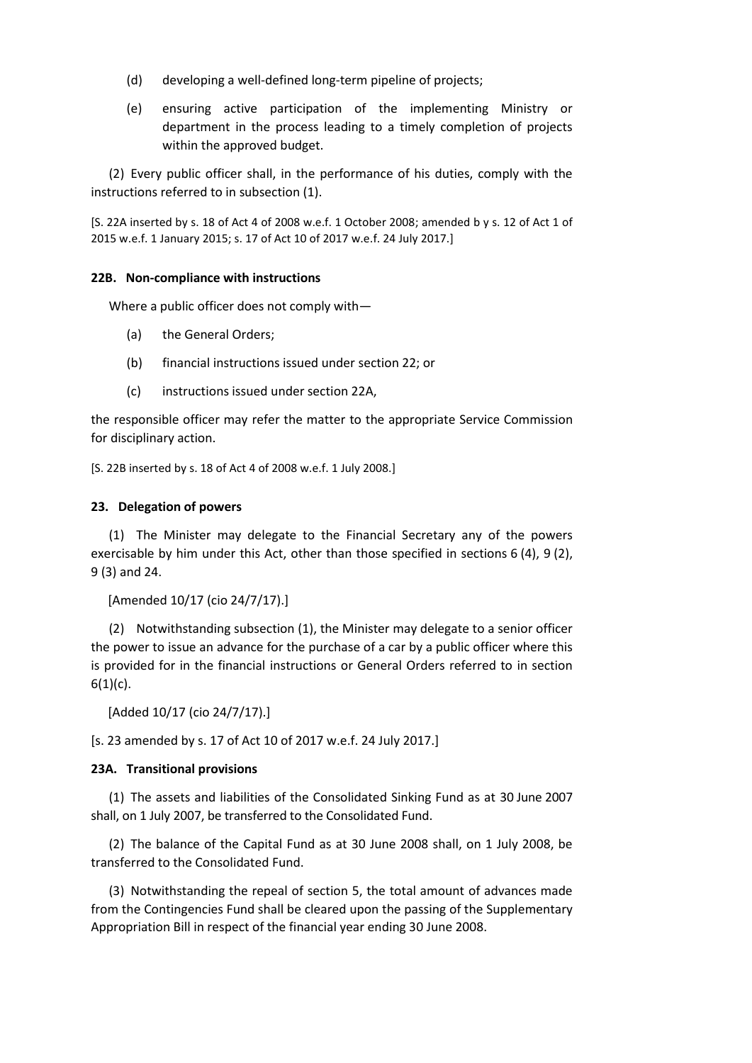(d) developing a well-defined long-term pipeline of projects;

(e) ensuring active participation of the implementing Ministry or department in the process leading to a timely completion of projects within the approved budget.

(2) Every public officer shall, in the performance of his duties, comply with the instructions referred to in subsection (1).

[S. 22A inserted by s. 18 of Act 4 of 2008 w.e.f. 1 October 2008; amended b y s. 12 of Act 1 of 2015 w.e.f. 1 January 2015; s. 17 of Act 10 of 2017 w.e.f. 24 July 2017.]

**22B. Non-compliance with instructions**

Where a public officer does not comply with—

(a) the General Orders;

(b) financial instructions issued under section 22; or

(c) instructions issued under section 22A,

the responsible officer may refer the matter to the appropriate Service Commission for disciplinary action.

[S. 22B inserted by s. 18 of Act 4 of 2008 w.e.f. 1 July 2008.]

**23. Delegation of powers**

(1) The Minister may delegate to the Financial Secretary any of the powers exercisable by him under this Act, other than those specified in sections 6 (4), 9 (2), 9 (3) and 24.

[Amended 10/17 (cio 24/7/17).]

(2) Notwithstanding subsection (1), the Minister may delegate to a senior officer the power to issue an advance for the purchase of a car by a public officer where this is provided for in the financial instructions or General Orders referred to in section 6(1)(c).

[Added 10/17 (cio 24/7/17).]

[s. 23 amended by s. 17 of Act 10 of 2017 w.e.f. 24 July 2017.]

**23A. Transitional provisions**

(1) The assets and liabilities of the Consolidated Sinking Fund as at 30 June 2007 shall, on 1 July 2007, be transferred to the Consolidated Fund.

(2) The balance of the Capital Fund as at 30 June 2008 shall, on 1 July 2008, be transferred to the Consolidated Fund.

(3) Notwithstanding the repeal of section 5, the total amount of advances made from the Contingencies Fund shall be cleared upon the passing of the Supplementary Appropriation Bill in respect of the financial year ending 30 June 2008.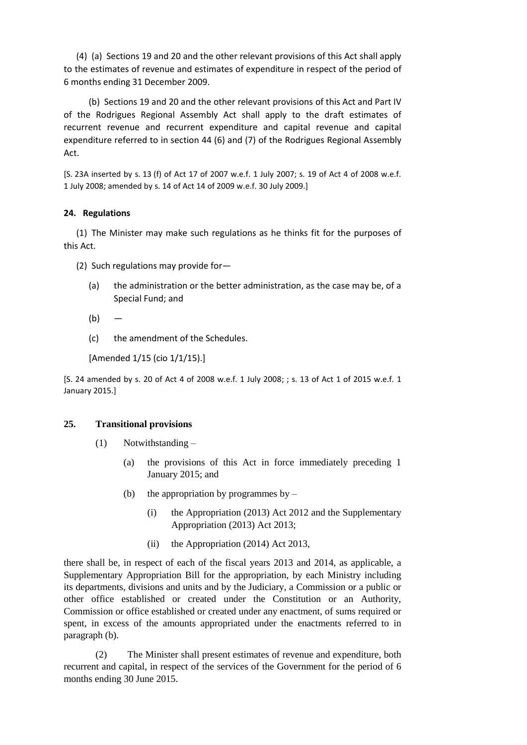(4) (a) Sections 19 and 20 and the other relevant provisions of this Act shall apply to the estimates of revenue and estimates of expenditure in respect of the period of 6 months ending 31 December 2009.

(b) Sections 19 and 20 and the other relevant provisions of this Act and Part IV of the Rodrigues Regional Assembly Act shall apply to the draft estimates of recurrent revenue and recurrent expenditure and capital revenue and capital expenditure referred to in section 44 (6) and (7) of the Rodrigues Regional Assembly Act.

[S. 23A inserted by s. 13 (f) of Act 17 of 2007 w.e.f. 1 July 2007; s. 19 of Act 4 of 2008 w.e.f. 1 July 2008; amended by s. 14 of Act 14 of 2009 w.e.f. 30 July 2009.]

**24. Regulations**

(1) The Minister may make such regulations as he thinks fit for the purposes of this Act.

(2) Such regulations may provide for—

(a) the administration or the better administration, as the case may be, of a Special Fund; and

(b) —

(c) the amendment of the Schedules.

[Amended 1/15 (cio 1/1/15).]

[S. 24 amended by s. 20 of Act 4 of 2008 w.e.f. 1 July 2008; ; s. 13 of Act 1 of 2015 w.e.f. 1 January 2015.]

**25. Transitional provisions**

(1) Notwithstanding –

(a) the provisions of this Act in force immediately preceding 1 January 2015; and

(b) the appropriation by programmes by –

(i) the Appropriation (2013) Act 2012 and the Supplementary Appropriation (2013) Act 2013;

(ii) the Appropriation (2014) Act 2013,

there shall be, in respect of each of the fiscal years 2013 and 2014, as applicable, a Supplementary Appropriation Bill for the appropriation, by each Ministry including its departments, divisions and units and by the Judiciary, a Commission or a public or other office established or created under the Constitution or an Authority, Commission or office established or created under any enactment, of sums required or spent, in excess of the amounts appropriated under the enactments referred to in paragraph (b).

(2) The Minister shall present estimates of revenue and expenditure, both recurrent and capital, in respect of the services of the Government for the period of 6 months ending 30 June 2015.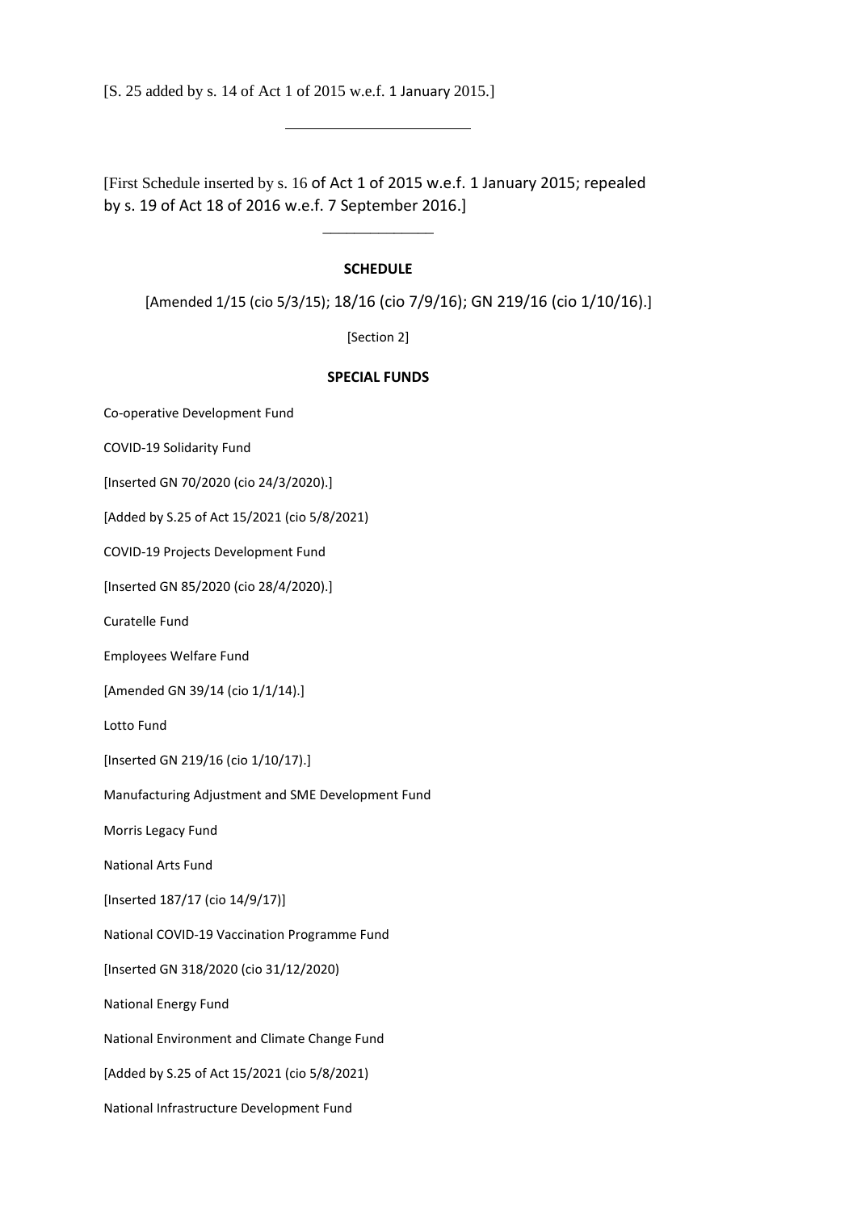[S. 25 added by s. 14 of Act 1 of 2015 w.e.f. 1 January 2015.]

---

[First Schedule inserted by s. 16 of Act 1 of 2015 w.e.f. 1 January 2015; repealed by s. 19 of Act 18 of 2016 w.e.f. 7 September 2016.]

---

**SCHEDULE**

[Amended 1/15 (cio 5/3/15); 18/16 (cio 7/9/16); GN 219/16 (cio 1/10/16).]

[Section 2]

**SPECIAL FUNDS**

Co-operative Development Fund

COVID-19 Solidarity Fund

[Inserted GN 70/2020 (cio 24/3/2020).]

[Added by S.25 of Act 15/2021 (cio 5/8/2021)

COVID-19 Projects Development Fund

[Inserted GN 85/2020 (cio 28/4/2020).]

Curatelle Fund

Employees Welfare Fund

[Amended GN 39/14 (cio 1/1/14).]

Lotto Fund

[Inserted GN 219/16 (cio 1/10/17).]

Manufacturing Adjustment and SME Development Fund

Morris Legacy Fund

National Arts Fund

[Inserted 187/17 (cio 14/9/17)]

National COVID-19 Vaccination Programme Fund

[Inserted GN 318/2020 (cio 31/12/2020)

National Energy Fund

National Environment and Climate Change Fund

[Added by S.25 of Act 15/2021 (cio 5/8/2021)

National Infrastructure Development Fund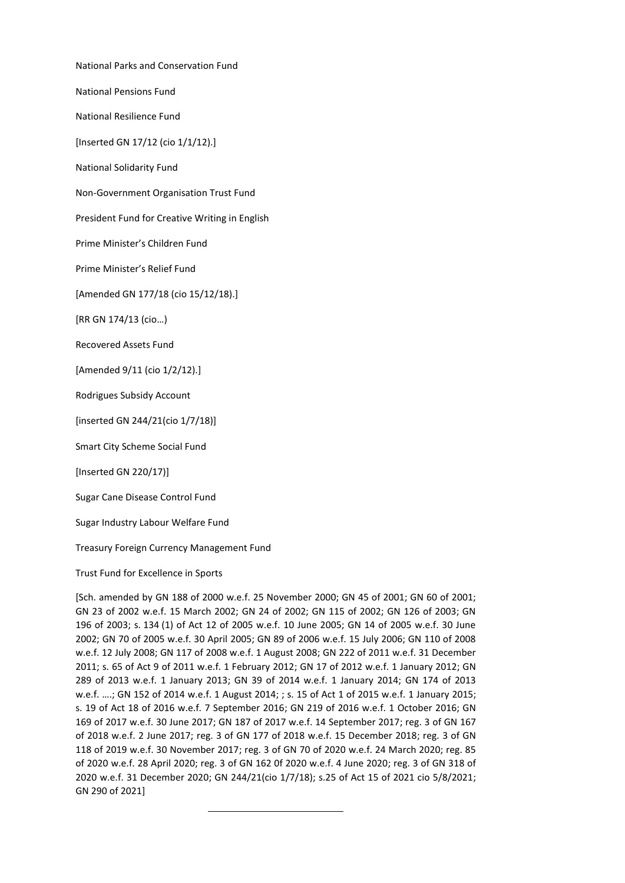National Parks and Conservation Fund

National Pensions Fund

National Resilience Fund

[Inserted GN 17/12 (cio 1/1/12).]

National Solidarity Fund

Non-Government Organisation Trust Fund

President Fund for Creative Writing in English

Prime Minister's Children Fund

Prime Minister's Relief Fund

[Amended GN 177/18 (cio 15/12/18).]

[RR GN 174/13 (cio…)

Recovered Assets Fund

[Amended 9/11 (cio 1/2/12).]

Rodrigues Subsidy Account

[inserted GN 244/21(cio 1/7/18)]

Smart City Scheme Social Fund

[Inserted GN 220/17)]

Sugar Cane Disease Control Fund

Sugar Industry Labour Welfare Fund

Treasury Foreign Currency Management Fund

Trust Fund for Excellence in Sports

[Sch. amended by GN 188 of 2000 w.e.f. 25 November 2000; GN 45 of 2001; GN 60 of 2001; GN 23 of 2002 w.e.f. 15 March 2002; GN 24 of 2002; GN 115 of 2002; GN 126 of 2003; GN 196 of 2003; s. 134 (1) of Act 12 of 2005 w.e.f. 10 June 2005; GN 14 of 2005 w.e.f. 30 June 2002; GN 70 of 2005 w.e.f. 30 April 2005; GN 89 of 2006 w.e.f. 15 July 2006; GN 110 of 2008 w.e.f. 12 July 2008; GN 117 of 2008 w.e.f. 1 August 2008; GN 222 of 2011 w.e.f. 31 December 2011; s. 65 of Act 9 of 2011 w.e.f. 1 February 2012; GN 17 of 2012 w.e.f. 1 January 2012; GN 289 of 2013 w.e.f. 1 January 2013; GN 39 of 2014 w.e.f. 1 January 2014; GN 174 of 2013 w.e.f. ….; GN 152 of 2014 w.e.f. 1 August 2014; ; s. 15 of Act 1 of 2015 w.e.f. 1 January 2015; s. 19 of Act 18 of 2016 w.e.f. 7 September 2016; GN 219 of 2016 w.e.f. 1 October 2016; GN 169 of 2017 w.e.f. 30 June 2017; GN 187 of 2017 w.e.f. 14 September 2017; reg. 3 of GN 167 of 2018 w.e.f. 2 June 2017; reg. 3 of GN 177 of 2018 w.e.f. 15 December 2018; reg. 3 of GN 118 of 2019 w.e.f. 30 November 2017; reg. 3 of GN 70 of 2020 w.e.f. 24 March 2020; reg. 85 of 2020 w.e.f. 28 April 2020; reg. 3 of GN 162 0f 2020 w.e.f. 4 June 2020; reg. 3 of GN 318 of 2020 w.e.f. 31 December 2020; GN 244/21(cio 1/7/18); s.25 of Act 15 of 2021 cio 5/8/2021; GN 290 of 2021]

---